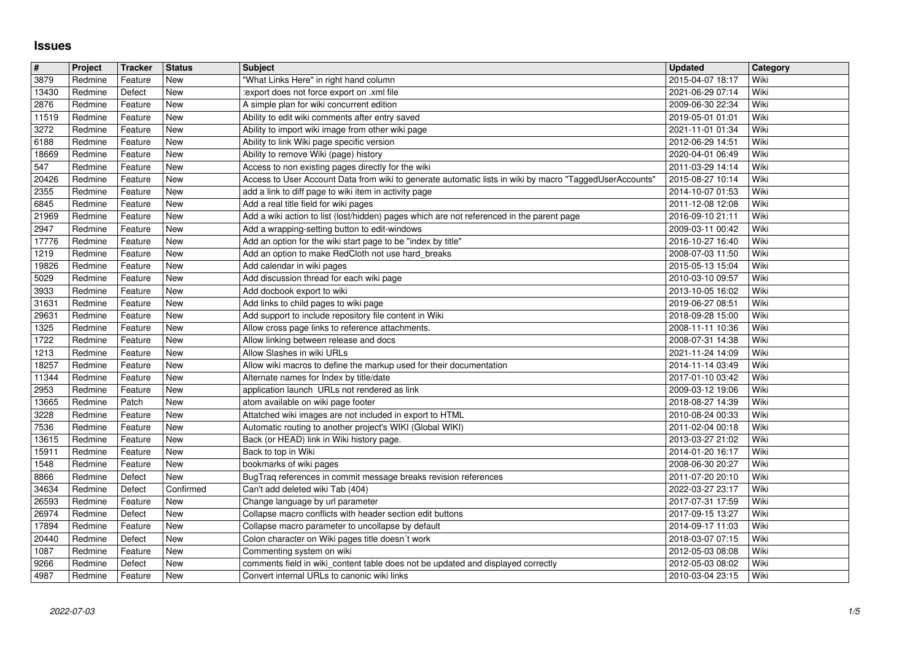# Issues

| # | Project | Tracker | Status | Subject | Updated | Category |
|---|---|---|---|---|---|---|
| 3879 | Redmine | Feature | New | "What Links Here" in right hand column | 2015-04-07 18:17 | Wiki |
| 13430 | Redmine | Defect | New | :export does not force export on .xml file | 2021-06-29 07:14 | Wiki |
| 2876 | Redmine | Feature | New | A simple plan for wiki concurrent edition | 2009-06-30 22:34 | Wiki |
| 11519 | Redmine | Feature | New | Ability to edit wiki comments after entry saved | 2019-05-01 01:01 | Wiki |
| 3272 | Redmine | Feature | New | Ability to import wiki image from other wiki page | 2021-11-01 01:34 | Wiki |
| 6188 | Redmine | Feature | New | Ability to link Wiki page specific version | 2012-06-29 14:51 | Wiki |
| 18669 | Redmine | Feature | New | Ability to remove Wiki (page) history | 2020-04-01 06:49 | Wiki |
| 547 | Redmine | Feature | New | Access to non existing pages directly for the wiki | 2011-03-29 14:14 | Wiki |
| 20426 | Redmine | Feature | New | Access to User Account Data from wiki to generate automatic lists in wiki by macro "TaggedUserAccounts" | 2015-08-27 10:14 | Wiki |
| 2355 | Redmine | Feature | New | add a link to diff page to wiki item in activity page | 2014-10-07 01:53 | Wiki |
| 6845 | Redmine | Feature | New | Add a real title field for wiki pages | 2011-12-08 12:08 | Wiki |
| 21969 | Redmine | Feature | New | Add a wiki action to list (lost/hidden) pages which are not referenced in the parent page | 2016-09-10 21:11 | Wiki |
| 2947 | Redmine | Feature | New | Add a wrapping-setting button to edit-windows | 2009-03-11 00:42 | Wiki |
| 17776 | Redmine | Feature | New | Add an option for the wiki start page to be "index by title" | 2016-10-27 16:40 | Wiki |
| 1219 | Redmine | Feature | New | Add an option to make RedCloth not use hard_breaks | 2008-07-03 11:50 | Wiki |
| 19826 | Redmine | Feature | New | Add calendar in wiki pages | 2015-05-13 15:04 | Wiki |
| 5029 | Redmine | Feature | New | Add discussion thread for each wiki page | 2010-03-10 09:57 | Wiki |
| 3933 | Redmine | Feature | New | Add docbook export to wiki | 2013-10-05 16:02 | Wiki |
| 31631 | Redmine | Feature | New | Add links to child pages to wiki page | 2019-06-27 08:51 | Wiki |
| 29631 | Redmine | Feature | New | Add support to include repository file content in Wiki | 2018-09-28 15:00 | Wiki |
| 1325 | Redmine | Feature | New | Allow cross page links to reference attachments. | 2008-11-11 10:36 | Wiki |
| 1722 | Redmine | Feature | New | Allow linking between release and docs | 2008-07-31 14:38 | Wiki |
| 1213 | Redmine | Feature | New | Allow Slashes in wiki URLs | 2021-11-24 14:09 | Wiki |
| 18257 | Redmine | Feature | New | Allow wiki macros to define the markup used for their documentation | 2014-11-14 03:49 | Wiki |
| 11344 | Redmine | Feature | New | Alternate names for Index by title/date | 2017-01-10 03:42 | Wiki |
| 2953 | Redmine | Feature | New | application launch URLs not rendered as link | 2009-03-12 19:06 | Wiki |
| 13665 | Redmine | Patch | New | atom available on wiki page footer | 2018-08-27 14:39 | Wiki |
| 3228 | Redmine | Feature | New | Attatched wiki images are not included in export to HTML | 2010-08-24 00:33 | Wiki |
| 7536 | Redmine | Feature | New | Automatic routing to another project's WIKI (Global WIKI) | 2011-02-04 00:18 | Wiki |
| 13615 | Redmine | Feature | New | Back (or HEAD) link in Wiki history page. | 2013-03-27 21:02 | Wiki |
| 15911 | Redmine | Feature | New | Back to top in Wiki | 2014-01-20 16:17 | Wiki |
| 1548 | Redmine | Feature | New | bookmarks of wiki pages | 2008-06-30 20:27 | Wiki |
| 8866 | Redmine | Defect | New | BugTraq references in commit message breaks revision references | 2011-07-20 20:10 | Wiki |
| 34634 | Redmine | Defect | Confirmed | Can't add deleted wiki Tab (404) | 2022-03-27 23:17 | Wiki |
| 26593 | Redmine | Feature | New | Change language by url parameter | 2017-07-31 17:59 | Wiki |
| 26974 | Redmine | Defect | New | Collapse macro conflicts with header section edit buttons | 2017-09-15 13:27 | Wiki |
| 17894 | Redmine | Feature | New | Collapse macro parameter to uncollapse by default | 2014-09-17 11:03 | Wiki |
| 20440 | Redmine | Defect | New | Colon character on Wiki pages title doesn´t work | 2018-03-07 07:15 | Wiki |
| 1087 | Redmine | Feature | New | Commenting system on wiki | 2012-05-03 08:08 | Wiki |
| 9266 | Redmine | Defect | New | comments field in wiki_content table does not be updated and displayed correctly | 2012-05-03 08:02 | Wiki |
| 4987 | Redmine | Feature | New | Convert internal URLs to canonic wiki links | 2010-03-04 23:15 | Wiki |

2022-07-03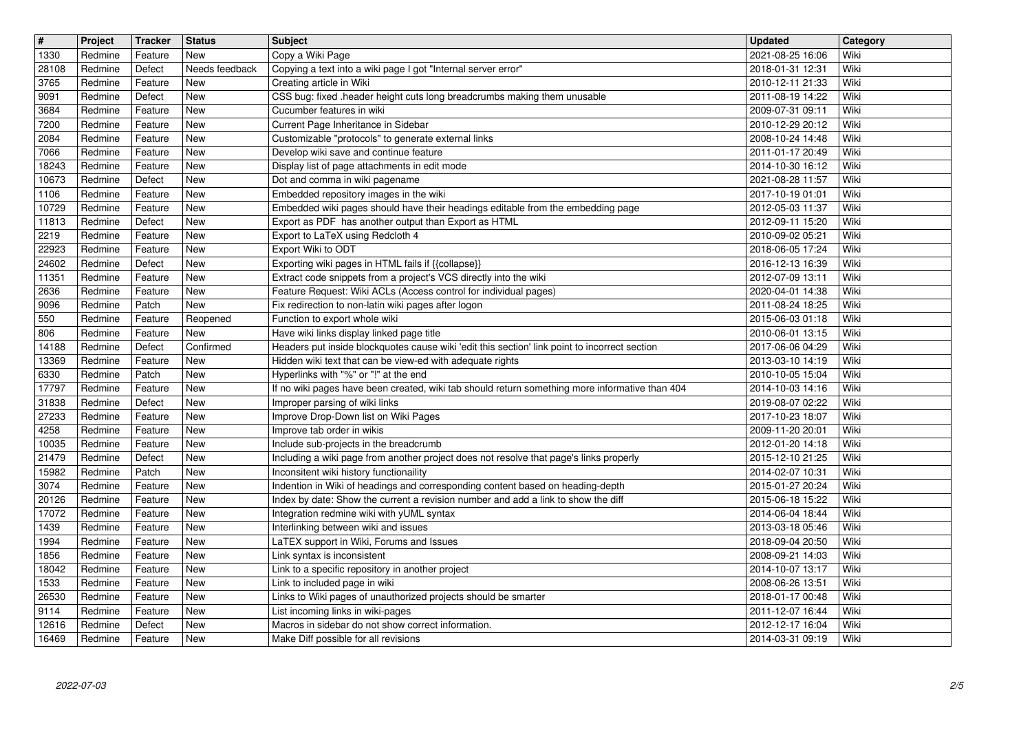| # | Project | Tracker | Status | Subject | Updated | Category |
| --- | --- | --- | --- | --- | --- | --- |
| 1330 | Redmine | Feature | New | Copy a Wiki Page | 2021-08-25 16:06 | Wiki |
| 28108 | Redmine | Defect | Needs feedback | Copying a text into a wiki page I got "Internal server error" | 2018-01-31 12:31 | Wiki |
| 3765 | Redmine | Feature | New | Creating article in Wiki | 2010-12-11 21:33 | Wiki |
| 9091 | Redmine | Defect | New | CSS bug: fixed .header height cuts long breadcrumbs making them unusable | 2011-08-19 14:22 | Wiki |
| 3684 | Redmine | Feature | New | Cucumber features in wiki | 2009-07-31 09:11 | Wiki |
| 7200 | Redmine | Feature | New | Current Page Inheritance in Sidebar | 2010-12-29 20:12 | Wiki |
| 2084 | Redmine | Feature | New | Customizable "protocols" to generate external links | 2008-10-24 14:48 | Wiki |
| 7066 | Redmine | Feature | New | Develop wiki save and continue feature | 2011-01-17 20:49 | Wiki |
| 18243 | Redmine | Feature | New | Display list of page attachments in edit mode | 2014-10-30 16:12 | Wiki |
| 10673 | Redmine | Defect | New | Dot and comma in wiki pagename | 2021-08-28 11:57 | Wiki |
| 1106 | Redmine | Feature | New | Embedded repository images in the wiki | 2017-10-19 01:01 | Wiki |
| 10729 | Redmine | Feature | New | Embedded wiki pages should have their headings editable from the embedding page | 2012-05-03 11:37 | Wiki |
| 11813 | Redmine | Defect | New | Export as PDF has another output than Export as HTML | 2012-09-11 15:20 | Wiki |
| 2219 | Redmine | Feature | New | Export to LaTeX using Redcloth 4 | 2010-09-02 05:21 | Wiki |
| 22923 | Redmine | Feature | New | Export Wiki to ODT | 2018-06-05 17:24 | Wiki |
| 24602 | Redmine | Defect | New | Exporting wiki pages in HTML fails if {{collapse}} | 2016-12-13 16:39 | Wiki |
| 11351 | Redmine | Feature | New | Extract code snippets from a project's VCS directly into the wiki | 2012-07-09 13:11 | Wiki |
| 2636 | Redmine | Feature | New | Feature Request: Wiki ACLs (Access control for individual pages) | 2020-04-01 14:38 | Wiki |
| 9096 | Redmine | Patch | New | Fix redirection to non-latin wiki pages after logon | 2011-08-24 18:25 | Wiki |
| 550 | Redmine | Feature | Reopened | Function to export whole wiki | 2015-06-03 01:18 | Wiki |
| 806 | Redmine | Feature | New | Have wiki links display linked page title | 2010-06-01 13:15 | Wiki |
| 14188 | Redmine | Defect | Confirmed | Headers put inside blockquotes cause wiki 'edit this section' link point to incorrect section | 2017-06-06 04:29 | Wiki |
| 13369 | Redmine | Feature | New | Hidden wiki text that can be view-ed with adequate rights | 2013-03-10 14:19 | Wiki |
| 6330 | Redmine | Patch | New | Hyperlinks with "%" or "!" at the end | 2010-10-05 15:04 | Wiki |
| 17797 | Redmine | Feature | New | If no wiki pages have been created, wiki tab should return something more informative than 404 | 2014-10-03 14:16 | Wiki |
| 31838 | Redmine | Defect | New | Improper parsing of wiki links | 2019-08-07 02:22 | Wiki |
| 27233 | Redmine | Feature | New | Improve Drop-Down list on Wiki Pages | 2017-10-23 18:07 | Wiki |
| 4258 | Redmine | Feature | New | Improve tab order in wikis | 2009-11-20 20:01 | Wiki |
| 10035 | Redmine | Feature | New | Include sub-projects in the breadcrumb | 2012-01-20 14:18 | Wiki |
| 21479 | Redmine | Defect | New | Including a wiki page from another project does not resolve that page's links properly | 2015-12-10 21:25 | Wiki |
| 15982 | Redmine | Patch | New | Inconsitent wiki history functionaility | 2014-02-07 10:31 | Wiki |
| 3074 | Redmine | Feature | New | Indention in Wiki of headings and corresponding content based on heading-depth | 2015-01-27 20:24 | Wiki |
| 20126 | Redmine | Feature | New | Index by date: Show the current a revision number and add a link to show the diff | 2015-06-18 15:22 | Wiki |
| 17072 | Redmine | Feature | New | Integration redmine wiki with yUML syntax | 2014-06-04 18:44 | Wiki |
| 1439 | Redmine | Feature | New | Interlinking between wiki and issues | 2013-03-18 05:46 | Wiki |
| 1994 | Redmine | Feature | New | LaTEX support in Wiki, Forums and Issues | 2018-09-04 20:50 | Wiki |
| 1856 | Redmine | Feature | New | Link syntax is inconsistent | 2008-09-21 14:03 | Wiki |
| 18042 | Redmine | Feature | New | Link to a specific repository in another project | 2014-10-07 13:17 | Wiki |
| 1533 | Redmine | Feature | New | Link to included page in wiki | 2008-06-26 13:51 | Wiki |
| 26530 | Redmine | Feature | New | Links to Wiki pages of unauthorized projects should be smarter | 2018-01-17 00:48 | Wiki |
| 9114 | Redmine | Feature | New | List incoming links in wiki-pages | 2011-12-07 16:44 | Wiki |
| 12616 | Redmine | Defect | New | Macros in sidebar do not show correct information. | 2012-12-17 16:04 | Wiki |
| 16469 | Redmine | Feature | New | Make Diff possible for all revisions | 2014-03-31 09:19 | Wiki |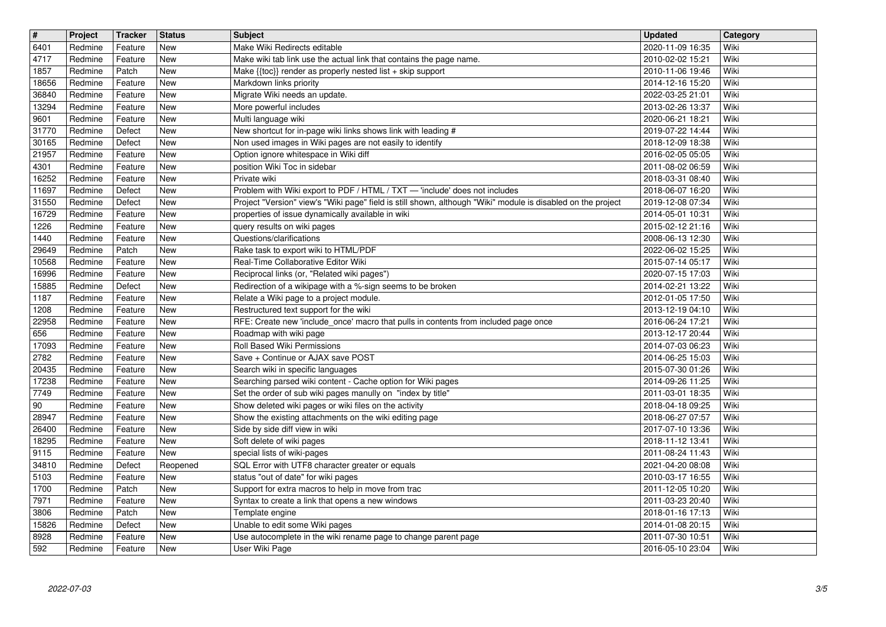| # | Project | Tracker | Status | Subject | Updated | Category |
| --- | --- | --- | --- | --- | --- | --- |
| 6401 | Redmine | Feature | New | Make Wiki Redirects editable | 2020-11-09 16:35 | Wiki |
| 4717 | Redmine | Feature | New | Make wiki tab link use the actual link that contains the page name. | 2010-02-02 15:21 | Wiki |
| 1857 | Redmine | Patch | New | Make {{toc}} render as properly nested list + skip support | 2010-11-06 19:46 | Wiki |
| 18656 | Redmine | Feature | New | Markdown links priority | 2014-12-16 15:20 | Wiki |
| 36840 | Redmine | Feature | New | Migrate Wiki needs an update. | 2022-03-25 21:01 | Wiki |
| 13294 | Redmine | Feature | New | More powerful includes | 2013-02-26 13:37 | Wiki |
| 9601 | Redmine | Feature | New | Multi language wiki | 2020-06-21 18:21 | Wiki |
| 31770 | Redmine | Defect | New | New shortcut for in-page wiki links shows link with leading # | 2019-07-22 14:44 | Wiki |
| 30165 | Redmine | Defect | New | Non used images in Wiki pages are not easily to identify | 2018-12-09 18:38 | Wiki |
| 21957 | Redmine | Feature | New | Option ignore whitespace in Wiki diff | 2016-02-05 05:05 | Wiki |
| 4301 | Redmine | Feature | New | position Wiki Toc in sidebar | 2011-08-02 06:59 | Wiki |
| 16252 | Redmine | Feature | New | Private wiki | 2018-03-31 08:40 | Wiki |
| 11697 | Redmine | Defect | New | Problem with Wiki export to PDF / HTML / TXT — 'include' does not includes | 2018-06-07 16:20 | Wiki |
| 31550 | Redmine | Defect | New | Project "Version" view's "Wiki page" field is still shown, although "Wiki" module is disabled on the project | 2019-12-08 07:34 | Wiki |
| 16729 | Redmine | Feature | New | properties of issue dynamically available in wiki | 2014-05-01 10:31 | Wiki |
| 1226 | Redmine | Feature | New | query results on wiki pages | 2015-02-12 21:16 | Wiki |
| 1440 | Redmine | Feature | New | Questions/clarifications | 2008-06-13 12:30 | Wiki |
| 29649 | Redmine | Patch | New | Rake task to export wiki to HTML/PDF | 2022-06-02 15:25 | Wiki |
| 10568 | Redmine | Feature | New | Real-Time Collaborative Editor Wiki | 2015-07-14 05:17 | Wiki |
| 16996 | Redmine | Feature | New | Reciprocal links (or, "Related wiki pages") | 2020-07-15 17:03 | Wiki |
| 15885 | Redmine | Defect | New | Redirection of a wikipage with a %-sign seems to be broken | 2014-02-21 13:22 | Wiki |
| 1187 | Redmine | Feature | New | Relate a Wiki page to a project module. | 2012-01-05 17:50 | Wiki |
| 1208 | Redmine | Feature | New | Restructured text support for the wiki | 2013-12-19 04:10 | Wiki |
| 22958 | Redmine | Feature | New | RFE: Create new 'include_once' macro that pulls in contents from included page once | 2016-06-24 17:21 | Wiki |
| 656 | Redmine | Feature | New | Roadmap with wiki page | 2013-12-17 20:44 | Wiki |
| 17093 | Redmine | Feature | New | Roll Based Wiki Permissions | 2014-07-03 06:23 | Wiki |
| 2782 | Redmine | Feature | New | Save + Continue or AJAX save POST | 2014-06-25 15:03 | Wiki |
| 20435 | Redmine | Feature | New | Search wiki in specific languages | 2015-07-30 01:26 | Wiki |
| 17238 | Redmine | Feature | New | Searching parsed wiki content - Cache option for Wiki pages | 2014-09-26 11:25 | Wiki |
| 7749 | Redmine | Feature | New | Set the order of sub wiki pages manully on "index by title" | 2011-03-01 18:35 | Wiki |
| 90 | Redmine | Feature | New | Show deleted wiki pages or wiki files on the activity | 2018-04-18 09:25 | Wiki |
| 28947 | Redmine | Feature | New | Show the existing attachments on the wiki editing page | 2018-06-27 07:57 | Wiki |
| 26400 | Redmine | Feature | New | Side by side diff view in wiki | 2017-07-10 13:36 | Wiki |
| 18295 | Redmine | Feature | New | Soft delete of wiki pages | 2018-11-12 13:41 | Wiki |
| 9115 | Redmine | Feature | New | special lists of wiki-pages | 2011-08-24 11:43 | Wiki |
| 34810 | Redmine | Defect | Reopened | SQL Error with UTF8 character greater or equals | 2021-04-20 08:08 | Wiki |
| 5103 | Redmine | Feature | New | status "out of date" for wiki pages | 2010-03-17 16:55 | Wiki |
| 1700 | Redmine | Patch | New | Support for extra macros to help in move from trac | 2011-12-05 10:20 | Wiki |
| 7971 | Redmine | Feature | New | Syntax to create a link that opens a new windows | 2011-03-23 20:40 | Wiki |
| 3806 | Redmine | Patch | New | Template engine | 2018-01-16 17:13 | Wiki |
| 15826 | Redmine | Defect | New | Unable to edit some Wiki pages | 2014-01-08 20:15 | Wiki |
| 8928 | Redmine | Feature | New | Use autocomplete in the wiki rename page to change parent page | 2011-07-30 10:51 | Wiki |
| 592 | Redmine | Feature | New | User Wiki Page | 2016-05-10 23:04 | Wiki |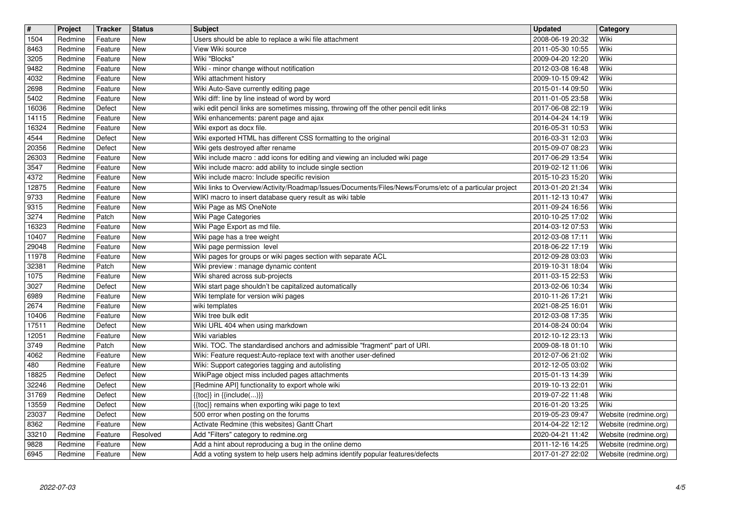| # | Project | Tracker | Status | Subject | Updated | Category |
| --- | --- | --- | --- | --- | --- | --- |
| 1504 | Redmine | Feature | New | Users should be able to replace a wiki file attachment | 2008-06-19 20:32 | Wiki |
| 8463 | Redmine | Feature | New | View Wiki source | 2011-05-30 10:55 | Wiki |
| 3205 | Redmine | Feature | New | Wiki "Blocks" | 2009-04-20 12:20 | Wiki |
| 9482 | Redmine | Feature | New | Wiki - minor change without notification | 2012-03-08 16:48 | Wiki |
| 4032 | Redmine | Feature | New | Wiki attachment history | 2009-10-15 09:42 | Wiki |
| 2698 | Redmine | Feature | New | Wiki Auto-Save currently editing page | 2015-01-14 09:50 | Wiki |
| 5402 | Redmine | Feature | New | Wiki diff: line by line instead of word by word | 2011-01-05 23:58 | Wiki |
| 16036 | Redmine | Defect | New | wiki edit pencil links are sometimes missing, throwing off the other pencil edit links | 2017-06-08 22:19 | Wiki |
| 14115 | Redmine | Feature | New | Wiki enhancements: parent page and ajax | 2014-04-24 14:19 | Wiki |
| 16324 | Redmine | Feature | New | Wiki export as docx file. | 2016-05-31 10:53 | Wiki |
| 4544 | Redmine | Defect | New | Wiki exported HTML has different CSS formatting to the original | 2016-03-31 12:03 | Wiki |
| 20356 | Redmine | Defect | New | Wiki gets destroyed after rename | 2015-09-07 08:23 | Wiki |
| 26303 | Redmine | Feature | New | Wiki include macro : add icons for editing and viewing an included wiki page | 2017-06-29 13:54 | Wiki |
| 3547 | Redmine | Feature | New | Wiki include macro: add ability to include single section | 2019-02-12 11:06 | Wiki |
| 4372 | Redmine | Feature | New | Wiki include macro: Include specific revision | 2015-10-23 15:20 | Wiki |
| 12875 | Redmine | Feature | New | Wiki links to Overview/Activity/Roadmap/Issues/Documents/Files/News/Forums/etc of a particular project | 2013-01-20 21:34 | Wiki |
| 9733 | Redmine | Feature | New | WIKI macro to insert database query result as wiki table | 2011-12-13 10:47 | Wiki |
| 9315 | Redmine | Feature | New | Wiki Page as MS OneNote | 2011-09-24 16:56 | Wiki |
| 3274 | Redmine | Patch | New | Wiki Page Categories | 2010-10-25 17:02 | Wiki |
| 16323 | Redmine | Feature | New | Wiki Page Export as md file. | 2014-03-12 07:53 | Wiki |
| 10407 | Redmine | Feature | New | Wiki page has a tree weight | 2012-03-08 17:11 | Wiki |
| 29048 | Redmine | Feature | New | Wiki page permission level | 2018-06-22 17:19 | Wiki |
| 11978 | Redmine | Feature | New | Wiki pages for groups or wiki pages section with separate ACL | 2012-09-28 03:03 | Wiki |
| 32381 | Redmine | Patch | New | Wiki preview : manage dynamic content | 2019-10-31 18:04 | Wiki |
| 1075 | Redmine | Feature | New | Wiki shared across sub-projects | 2011-03-15 22:53 | Wiki |
| 3027 | Redmine | Defect | New | Wiki start page shouldn't be capitalized automatically | 2013-02-06 10:34 | Wiki |
| 6989 | Redmine | Feature | New | Wiki template for version wiki pages | 2010-11-26 17:21 | Wiki |
| 2674 | Redmine | Feature | New | wiki templates | 2021-08-25 16:01 | Wiki |
| 10406 | Redmine | Feature | New | Wiki tree bulk edit | 2012-03-08 17:35 | Wiki |
| 17511 | Redmine | Defect | New | Wiki URL 404 when using markdown | 2014-08-24 00:04 | Wiki |
| 12051 | Redmine | Feature | New | Wiki variables | 2012-10-12 23:13 | Wiki |
| 3749 | Redmine | Patch | New | Wiki. TOC. The standardised anchors and admissible "fragment" part of URI. | 2009-08-18 01:10 | Wiki |
| 4062 | Redmine | Feature | New | Wiki: Feature request:Auto-replace text with another user-defined | 2012-07-06 21:02 | Wiki |
| 480 | Redmine | Feature | New | Wiki: Support categories tagging and autolisting | 2012-12-05 03:02 | Wiki |
| 18825 | Redmine | Defect | New | WikiPage object miss included pages attachments | 2015-01-13 14:39 | Wiki |
| 32246 | Redmine | Defect | New | [Redmine API] functionality to export whole wiki | 2019-10-13 22:01 | Wiki |
| 31769 | Redmine | Defect | New | {{toc}} in {{include(...)}} | 2019-07-22 11:48 | Wiki |
| 13559 | Redmine | Defect | New | {{toc}} remains when exporting wiki page to text | 2016-01-20 13:25 | Wiki |
| 23037 | Redmine | Defect | New | 500 error when posting on the forums | 2019-05-23 09:47 | Website (redmine.org) |
| 8362 | Redmine | Feature | New | Activate Redmine (this websites) Gantt Chart | 2014-04-22 12:12 | Website (redmine.org) |
| 33210 | Redmine | Feature | Resolved | Add "Filters" category to redmine.org | 2020-04-21 11:42 | Website (redmine.org) |
| 9828 | Redmine | Feature | New | Add a hint about reproducing a bug in the online demo | 2011-12-16 14:25 | Website (redmine.org) |
| 6945 | Redmine | Feature | New | Add a voting system to help users help admins identify popular features/defects | 2017-01-27 22:02 | Website (redmine.org) |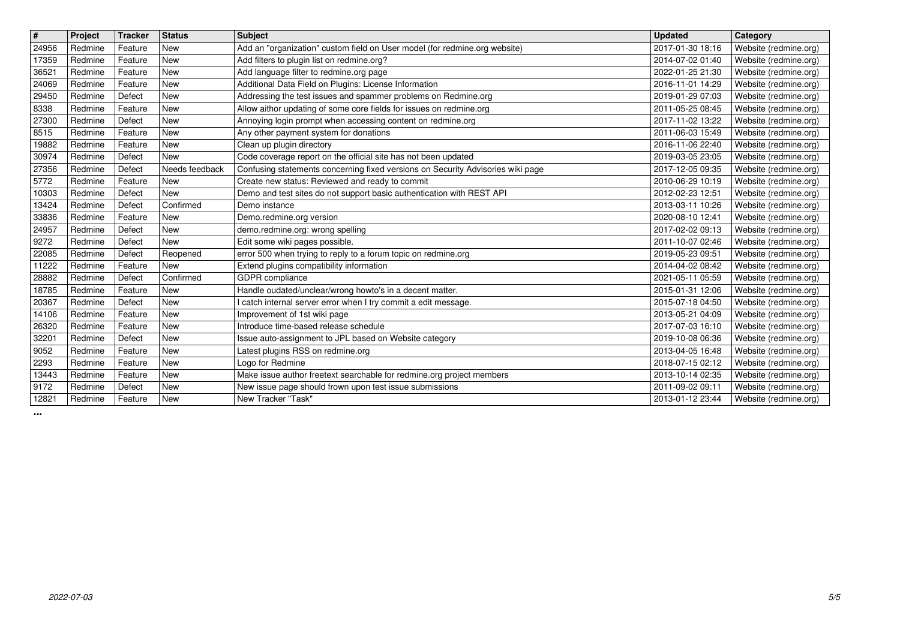| # | Project | Tracker | Status | Subject | Updated | Category |
|---|---|---|---|---|---|---|
| 24956 | Redmine | Feature | New | Add an "organization" custom field on User model (for redmine.org website) | 2017-01-30 18:16 | Website (redmine.org) |
| 17359 | Redmine | Feature | New | Add filters to plugin list on redmine.org? | 2014-07-02 01:40 | Website (redmine.org) |
| 36521 | Redmine | Feature | New | Add language filter to redmine.org page | 2022-01-25 21:30 | Website (redmine.org) |
| 24069 | Redmine | Feature | New | Additional Data Field on Plugins: License Information | 2016-11-01 14:29 | Website (redmine.org) |
| 29450 | Redmine | Defect | New | Addressing the test issues and spammer problems on Redmine.org | 2019-01-29 07:03 | Website (redmine.org) |
| 8338 | Redmine | Feature | New | Allow aithor updating of some core fields for issues on redmine.org | 2011-05-25 08:45 | Website (redmine.org) |
| 27300 | Redmine | Defect | New | Annoying login prompt when accessing content on redmine.org | 2017-11-02 13:22 | Website (redmine.org) |
| 8515 | Redmine | Feature | New | Any other payment system for donations | 2011-06-03 15:49 | Website (redmine.org) |
| 19882 | Redmine | Feature | New | Clean up plugin directory | 2016-11-06 22:40 | Website (redmine.org) |
| 30974 | Redmine | Defect | New | Code coverage report on the official site has not been updated | 2019-03-05 23:05 | Website (redmine.org) |
| 27356 | Redmine | Defect | Needs feedback | Confusing statements concerning fixed versions on Security Advisories wiki page | 2017-12-05 09:35 | Website (redmine.org) |
| 5772 | Redmine | Feature | New | Create new status: Reviewed and ready to commit | 2010-06-29 10:19 | Website (redmine.org) |
| 10303 | Redmine | Defect | New | Demo and test sites do not support basic authentication with REST API | 2012-02-23 12:51 | Website (redmine.org) |
| 13424 | Redmine | Defect | Confirmed | Demo instance | 2013-03-11 10:26 | Website (redmine.org) |
| 33836 | Redmine | Feature | New | Demo.redmine.org version | 2020-08-10 12:41 | Website (redmine.org) |
| 24957 | Redmine | Defect | New | demo.redmine.org: wrong spelling | 2017-02-02 09:13 | Website (redmine.org) |
| 9272 | Redmine | Defect | New | Edit some wiki pages possible. | 2011-10-07 02:46 | Website (redmine.org) |
| 22085 | Redmine | Defect | Reopened | error 500 when trying to reply to a forum topic on redmine.org | 2019-05-23 09:51 | Website (redmine.org) |
| 11222 | Redmine | Feature | New | Extend plugins compatibility information | 2014-04-02 08:42 | Website (redmine.org) |
| 28882 | Redmine | Defect | Confirmed | GDPR compliance | 2021-05-11 05:59 | Website (redmine.org) |
| 18785 | Redmine | Feature | New | Handle oudated/unclear/wrong howto's in a decent matter. | 2015-01-31 12:06 | Website (redmine.org) |
| 20367 | Redmine | Defect | New | I catch internal server error when I try commit a edit message. | 2015-07-18 04:50 | Website (redmine.org) |
| 14106 | Redmine | Feature | New | Improvement of 1st wiki page | 2013-05-21 04:09 | Website (redmine.org) |
| 26320 | Redmine | Feature | New | Introduce time-based release schedule | 2017-07-03 16:10 | Website (redmine.org) |
| 32201 | Redmine | Defect | New | Issue auto-assignment to JPL based on Website category | 2019-10-08 06:36 | Website (redmine.org) |
| 9052 | Redmine | Feature | New | Latest plugins RSS on redmine.org | 2013-04-05 16:48 | Website (redmine.org) |
| 2293 | Redmine | Feature | New | Logo for Redmine | 2018-07-15 02:12 | Website (redmine.org) |
| 13443 | Redmine | Feature | New | Make issue author freetext searchable for redmine.org project members | 2013-10-14 02:35 | Website (redmine.org) |
| 9172 | Redmine | Defect | New | New issue page should frown upon test issue submissions | 2011-09-02 09:11 | Website (redmine.org) |
| 12821 | Redmine | Feature | New | New Tracker "Task" | 2013-01-12 23:44 | Website (redmine.org) |

...